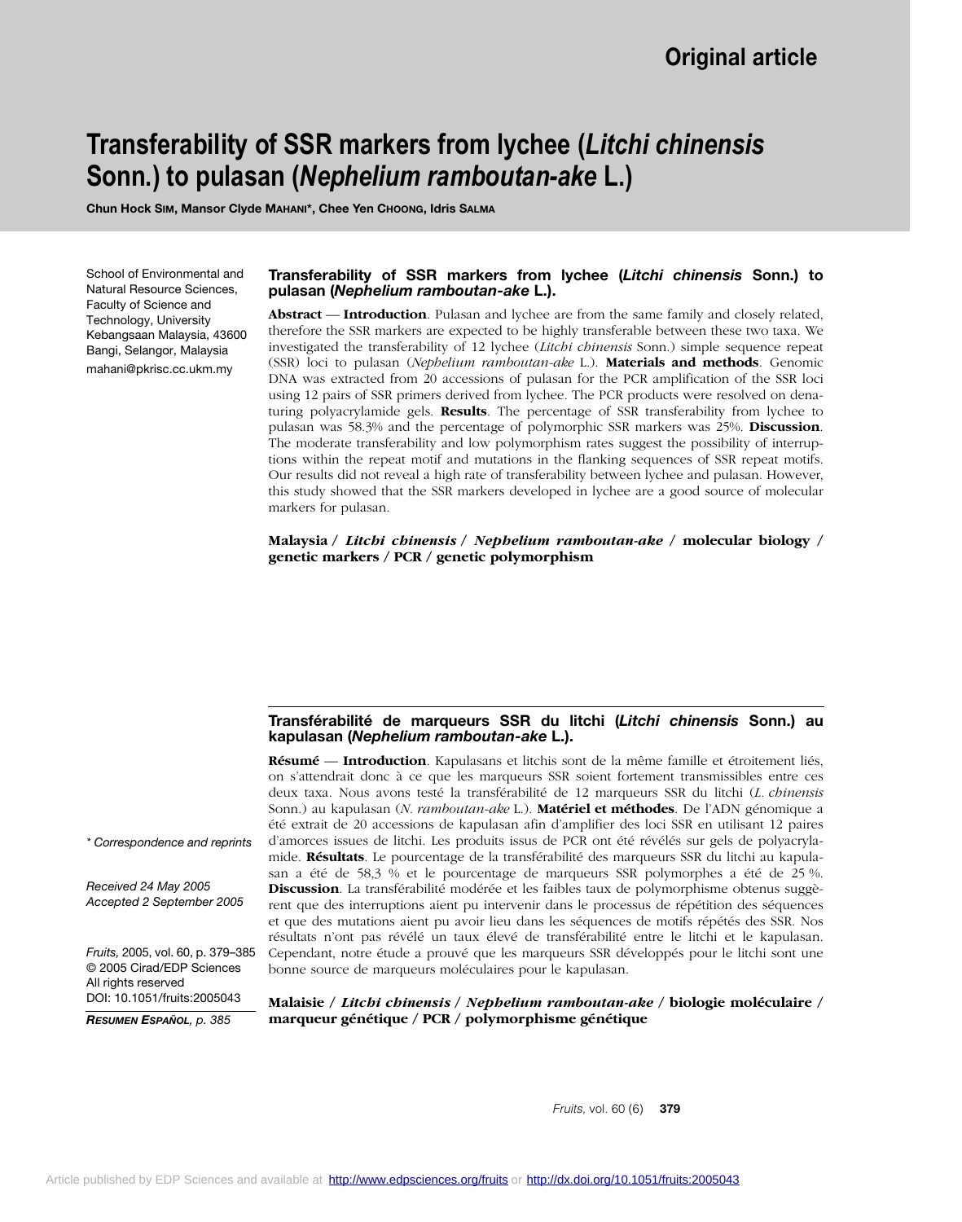Original article

# Transferability of SSR markers from lychee (*Litchi chinensis* Sonn.) to pulasan (*Nephelium ramboutan-ake* L.)

**Chun Hock SIM, Mansor Clyde MAHANI*, Chee Yen CHOONG, Idris SALMA**

School of Environmental and Natural Resource Sciences, Faculty of Science and Technology, University Kebangsaan Malaysia, 43600 Bangi, Selangor, Malaysia
mahani@pkrisc.cc.ukm.my

### Transferability of SSR markers from lychee (*Litchi chinensis* Sonn.) to pulasan (*Nephelium ramboutan-ake* L.).

**Abstract** — **Introduction**. Pulasan and lychee are from the same family and closely related, therefore the SSR markers are expected to be highly transferable between these two taxa. We investigated the transferability of 12 lychee (*Litchi chinensis* Sonn.) simple sequence repeat (SSR) loci to pulasan (*Nephelium ramboutan-ake* L.). **Materials and methods**. Genomic DNA was extracted from 20 accessions of pulasan for the PCR amplification of the SSR loci using 12 pairs of SSR primers derived from lychee. The PCR products were resolved on denaturing polyacrylamide gels. **Results**. The percentage of SSR transferability from lychee to pulasan was 58.3% and the percentage of polymorphic SSR markers was 25%. **Discussion**. The moderate transferability and low polymorphism rates suggest the possibility of interruptions within the repeat motif and mutations in the flanking sequences of SSR repeat motifs. Our results did not reveal a high rate of transferability between lychee and pulasan. However, this study showed that the SSR markers developed in lychee are a good source of molecular markers for pulasan.

**Malaysia / *Litchi chinensis* / *Nephelium ramboutan-ake* / molecular biology / genetic markers / PCR / genetic polymorphism**

### Transférabilité de marqueurs SSR du litchi (*Litchi chinensis* Sonn.) au kapulasan (*Nephelium ramboutan-ake* L.).

**Résumé** — **Introduction**. Kapulasans et litchis sont de la même famille et étroitement liés, on s'attendrait donc à ce que les marqueurs SSR soient fortement transmissibles entre ces deux taxa. Nous avons testé la transférabilité de 12 marqueurs SSR du litchi (*L. chinensis* Sonn.) au kapulasan (*N. ramboutan-ake* L.). **Matériel et méthodes**. De l'ADN génomique a été extrait de 20 accessions de kapulasan afin d'amplifier des loci SSR en utilisant 12 paires d'amorces issues de litchi. Les produits issus de PCR ont été révélés sur gels de polyacrylamide. **Résultats**. Le pourcentage de la transférabilité des marqueurs SSR du litchi au kapulasan a été de 58,3 % et le pourcentage de marqueurs SSR polymorphes a été de 25 %. **Discussion**. La transférabilité modérée et les faibles taux de polymorphisme obtenus suggèrent que des interruptions aient pu intervenir dans le processus de répétition des séquences et que des mutations aient pu avoir lieu dans les séquences de motifs répétés des SSR. Nos résultats n'ont pas révélé un taux élevé de transférabilité entre le litchi et le kapulasan. Cependant, notre étude a prouvé que les marqueurs SSR développés pour le litchi sont une bonne source de marqueurs moléculaires pour le kapulasan.

**Malaisie / *Litchi chinensis* / *Nephelium ramboutan-ake* / biologie moléculaire / marqueur génétique / PCR / polymorphisme génétique**

\* Correspondence and reprints

*Received 24 May 2005*
*Accepted 2 September 2005*

*Fruits,* 2005, vol. 60, p. 379–385
© 2005 Cirad/EDP Sciences
All rights reserved
DOI: 10.1051/fruits:2005043

***RESUMEN ESPAÑOL**, p. 385*

Article published by EDP Sciences and available at http://www.edpsciences.org/fruits or http://dx.doi.org/10.1051/fruits:2005043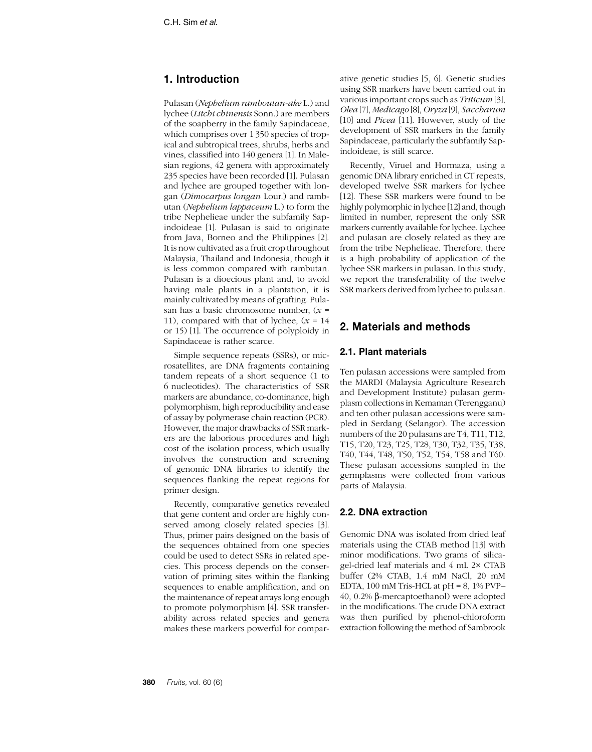## 1. Introduction

Pulasan (*Nephelium ramboutan-ake* L.) and lychee (*Litchi chinensis* Sonn.) are members of the soapberry in the family Sapindaceae, which comprises over 1 350 species of tropical and subtropical trees, shrubs, herbs and vines, classified into 140 genera [1]. In Malesian regions, 42 genera with approximately 235 species have been recorded [1]. Pulasan and lychee are grouped together with longan (*Dimocarpus longan* Lour.) and rambutan (*Nephelium lappaceum* L.) to form the tribe Nephelieae under the subfamily Sapindoideae [1]. Pulasan is said to originate from Java, Borneo and the Philippines [2]. It is now cultivated as a fruit crop throughout Malaysia, Thailand and Indonesia, though it is less common compared with rambutan. Pulasan is a dioecious plant and, to avoid having male plants in a plantation, it is mainly cultivated by means of grafting. Pulasan has a basic chromosome number, ($x$ = 11), compared with that of lychee, ($x$ = 14 or 15) [1]. The occurrence of polyploidy in Sapindaceae is rather scarce.

Simple sequence repeats (SSRs), or microsatellites, are DNA fragments containing tandem repeats of a short sequence (1 to 6 nucleotides). The characteristics of SSR markers are abundance, co-dominance, high polymorphism, high reproducibility and ease of assay by polymerase chain reaction (PCR). However, the major drawbacks of SSR markers are the laborious procedures and high cost of the isolation process, which usually involves the construction and screening of genomic DNA libraries to identify the sequences flanking the repeat regions for primer design.

Recently, comparative genetics revealed that gene content and order are highly conserved among closely related species [3]. Thus, primer pairs designed on the basis of the sequences obtained from one species could be used to detect SSRs in related species. This process depends on the conservation of priming sites within the flanking sequences to enable amplification, and on the maintenance of repeat arrays long enough to promote polymorphism [4]. SSR transferability across related species and genera makes these markers powerful for comparative genetic studies [5, 6]. Genetic studies using SSR markers have been carried out in various important crops such as *Triticum* [3], *Olea* [7], *Medicago* [8], *Oryza* [9], *Saccharum* [10] and *Picea* [11]. However, study of the development of SSR markers in the family Sapindaceae, particularly the subfamily Sapindoideae, is still scarce.

Recently, Viruel and Hormaza, using a genomic DNA library enriched in CT repeats, developed twelve SSR markers for lychee [12]. These SSR markers were found to be highly polymorphic in lychee [12] and, though limited in number, represent the only SSR markers currently available for lychee. Lychee and pulasan are closely related as they are from the tribe Nephelieae. Therefore, there is a high probability of application of the lychee SSR markers in pulasan. In this study, we report the transferability of the twelve SSR markers derived from lychee to pulasan.

## 2. Materials and methods

### 2.1. Plant materials

Ten pulasan accessions were sampled from the MARDI (Malaysia Agriculture Research and Development Institute) pulasan germplasm collections in Kemaman (Terengganu) and ten other pulasan accessions were sampled in Serdang (Selangor). The accession numbers of the 20 pulasans are T4, T11, T12, T15, T20, T23, T25, T28, T30, T32, T35, T38, T40, T44, T48, T50, T52, T54, T58 and T60. These pulasan accessions sampled in the germplasms were collected from various parts of Malaysia.

### 2.2. DNA extraction

Genomic DNA was isolated from dried leaf materials using the CTAB method [13] with minor modifications. Two grams of silica-gel-dried leaf materials and 4 mL 2× CTAB buffer (2% CTAB, 1.4 mM NaCl, 20 mM EDTA, 100 mM Tris-HCL at pH = 8, 1% PVP–40, 0.2% β-mercaptoethanol) were adopted in the modifications. The crude DNA extract was then purified by phenol-chloroform extraction following the method of Sambrook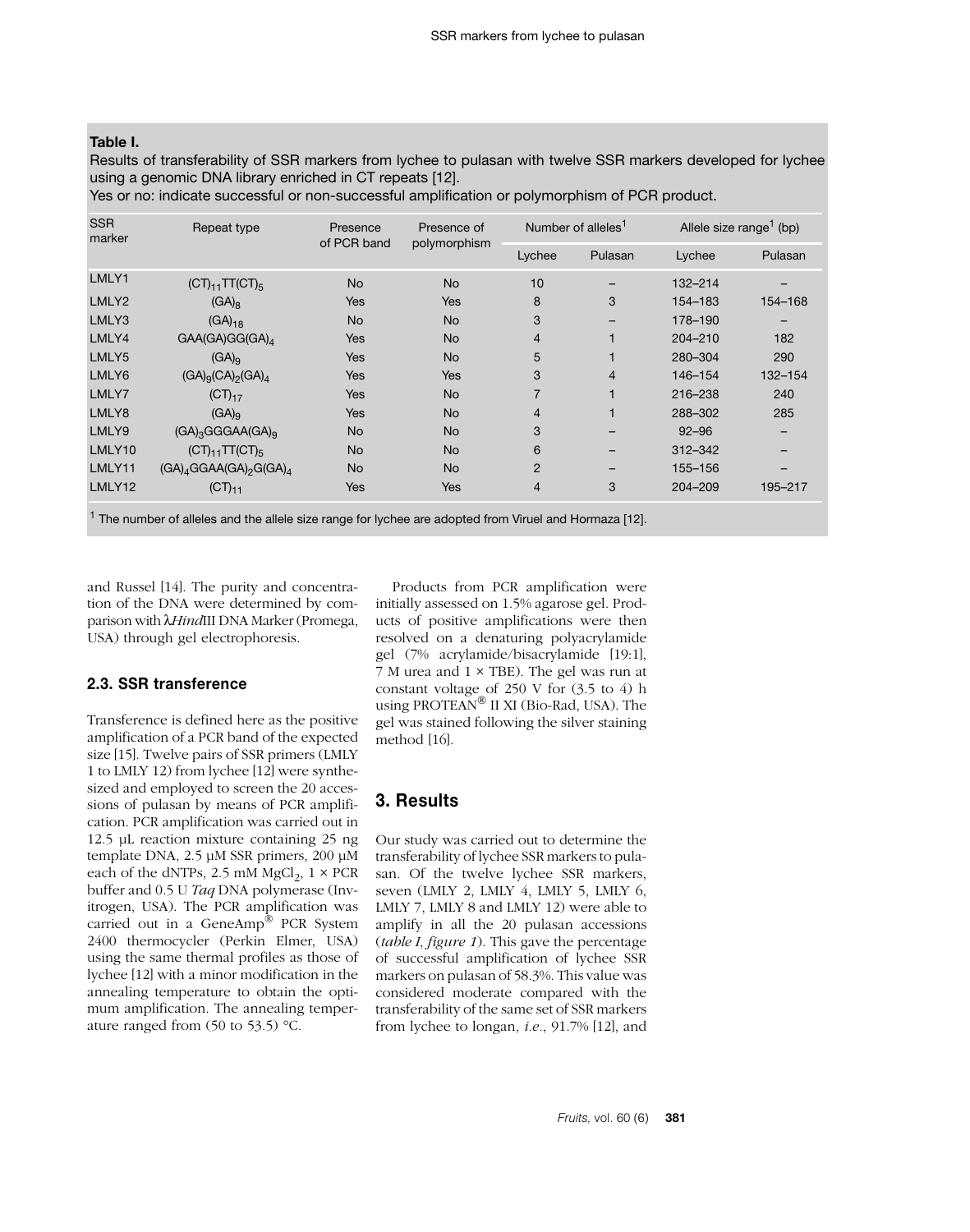**Table I.**
Results of transferability of SSR markers from lychee to pulasan with twelve SSR markers developed for lychee using a genomic DNA library enriched in CT repeats [12].
Yes or no: indicate successful or non-successful amplification or polymorphism of PCR product.

| SSR marker | Repeat type | Presence of PCR band | Presence of polymorphism | Number of alleles[1] | | Allele size range[1] (bp) | |
|---|---|---|---|---|---|---|---|
| | | | | Lychee | Pulasan | Lychee | Pulasan |
| LMLY1 | $(CT)_{11}TT(CT)_5$ | No | No | 10 | – | 132–214 | – |
| LMLY2 | $(GA)_8$ | Yes | Yes | 8 | 3 | 154–183 | 154–168 |
| LMLY3 | $(GA)_{18}$ | No | No | 3 | – | 178–190 | – |
| LMLY4 | $GAA(GA)GG(GA)_4$ | Yes | No | 4 | 1 | 204–210 | 182 |
| LMLY5 | $(GA)_9$ | Yes | No | 5 | 1 | 280–304 | 290 |
| LMLY6 | $(GA)_9(CA)_2(GA)_4$ | Yes | Yes | 3 | 4 | 146–154 | 132–154 |
| LMLY7 | $(CT)_{17}$ | Yes | No | 7 | 1 | 216–238 | 240 |
| LMLY8 | $(GA)_9$ | Yes | No | 4 | 1 | 288–302 | 285 |
| LMLY9 | $(GA)_3GGGAA(GA)_9$ | No | No | 3 | – | 92–96 | – |
| LMLY10 | $(CT)_{11}TT(CT)_5$ | No | No | 6 | – | 312–342 | – |
| LMLY11 | $(GA)_4GGAA(GA)_2G(GA)_4$ | No | No | 2 | – | 155–156 | – |
| LMLY12 | $(CT)_{11}$ | Yes | Yes | 4 | 3 | 204–209 | 195–217 |

[1] The number of alleles and the allele size range for lychee are adopted from Viruel and Hormaza [12].

and Russel [14]. The purity and concentration of the DNA were determined by comparison with λ*Hind*III DNA Marker (Promega, USA) through gel electrophoresis.

### 2.3. SSR transference

Transference is defined here as the positive amplification of a PCR band of the expected size [15]. Twelve pairs of SSR primers (LMLY 1 to LMLY 12) from lychee [12] were synthesized and employed to screen the 20 accessions of pulasan by means of PCR amplification. PCR amplification was carried out in 12.5 µL reaction mixture containing 25 ng template DNA, 2.5 µM SSR primers, 200 µM each of the dNTPs, 2.5 mM $MgCl_2$, 1 × PCR buffer and 0.5 U *Taq* DNA polymerase (Invitrogen, USA). The PCR amplification was carried out in a GeneAmp® PCR System 2400 thermocycler (Perkin Elmer, USA) using the same thermal profiles as those of lychee [12] with a minor modification in the annealing temperature to obtain the optimum amplification. The annealing temperature ranged from (50 to 53.5) °C.

Products from PCR amplification were initially assessed on 1.5% agarose gel. Products of positive amplifications were then resolved on a denaturing polyacrylamide gel (7% acrylamide/bisacrylamide [19:1], 7 M urea and 1 × TBE). The gel was run at constant voltage of 250 V for (3.5 to 4) h using PROTEAN® II XI (Bio-Rad, USA). The gel was stained following the silver staining method [16].

## 3. Results

Our study was carried out to determine the transferability of lychee SSR markers to pulasan. Of the twelve lychee SSR markers, seven (LMLY 2, LMLY 4, LMLY 5, LMLY 6, LMLY 7, LMLY 8 and LMLY 12) were able to amplify in all the 20 pulasan accessions (*table I*, *figure 1*). This gave the percentage of successful amplification of lychee SSR markers on pulasan of 58.3%. This value was considered moderate compared with the transferability of the same set of SSR markers from lychee to longan, *i.e.*, 91.7% [12], and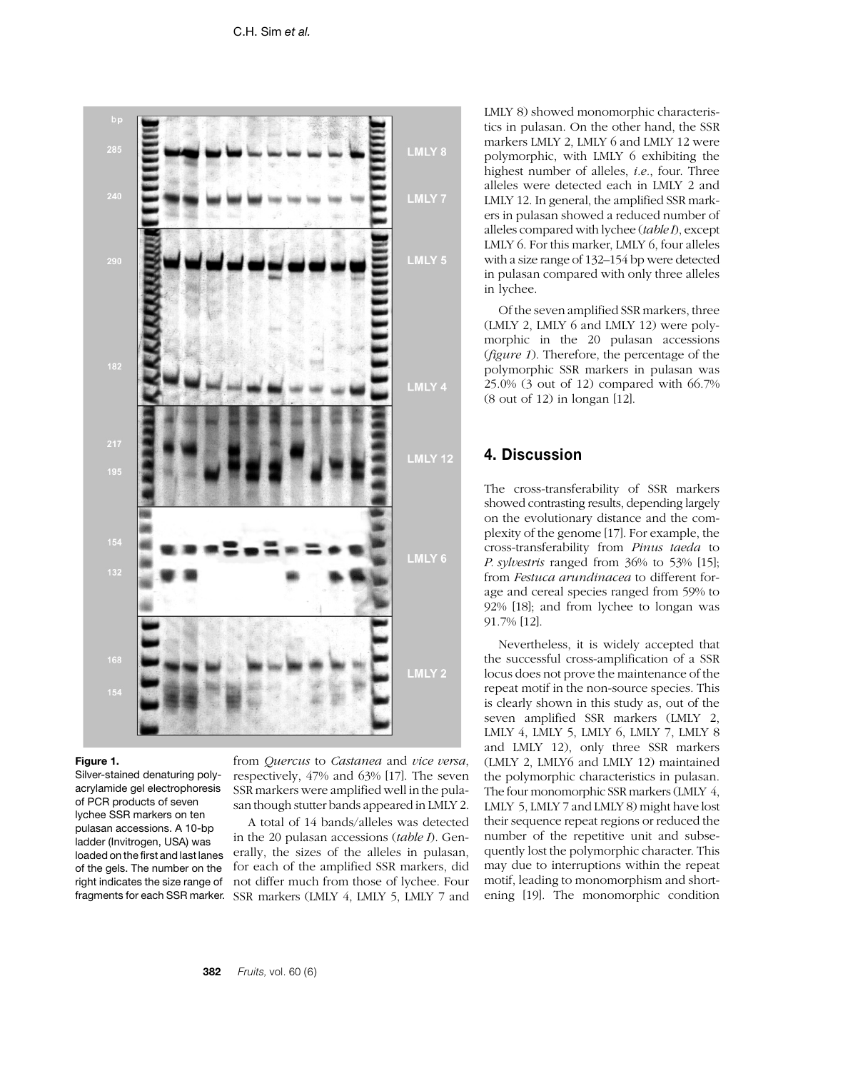bp

285

240

290

182

217

195

154

132

168

154

LMLY 8

LMLY 7

LMLY 5

LMLY 4

LMLY 12

LMLY 6

LMLY 2

**Figure 1.**
Silver-stained denaturing polyacrylamide gel electrophoresis of PCR products of seven lychee SSR markers on ten pulasan accessions. A 10-bp ladder (Invitrogen, USA) was loaded on the first and last lanes of the gels. The number on the right indicates the size range of fragments for each SSR marker.

from *Quercus* to *Castanea* and *vice versa*, respectively, 47% and 63% [17]. The seven SSR markers were amplified well in the pulasan though stutter bands appeared in LMLY 2.

A total of 14 bands/alleles was detected in the 20 pulasan accessions (*table I*). Generally, the sizes of the alleles in pulasan, for each of the amplified SSR markers, did not differ much from those of lychee. Four SSR markers (LMLY 4, LMLY 5, LMLY 7 and LMLY 8) showed monomorphic characteristics in pulasan. On the other hand, the SSR markers LMLY 2, LMLY 6 and LMLY 12 were polymorphic, with LMLY 6 exhibiting the highest number of alleles, *i.e.*, four. Three alleles were detected each in LMLY 2 and LMLY 12. In general, the amplified SSR markers in pulasan showed a reduced number of alleles compared with lychee (*table I*), except LMLY 6. For this marker, LMLY 6, four alleles with a size range of 132–154 bp were detected in pulasan compared with only three alleles in lychee.

Of the seven amplified SSR markers, three (LMLY 2, LMLY 6 and LMLY 12) were polymorphic in the 20 pulasan accessions (*figure 1*). Therefore, the percentage of the polymorphic SSR markers in pulasan was 25.0% (3 out of 12) compared with 66.7% (8 out of 12) in longan [12].

## 4. Discussion

The cross-transferability of SSR markers showed contrasting results, depending largely on the evolutionary distance and the complexity of the genome [17]. For example, the cross-transferability from *Pinus taeda* to *P. sylvestris* ranged from 36% to 53% [15]; from *Festuca arundinacea* to different forage and cereal species ranged from 59% to 92% [18]; and from lychee to longan was 91.7% [12].

Nevertheless, it is widely accepted that the successful cross-amplification of a SSR locus does not prove the maintenance of the repeat motif in the non-source species. This is clearly shown in this study as, out of the seven amplified SSR markers (LMLY 2, LMLY 4, LMLY 5, LMLY 6, LMLY 7, LMLY 8 and LMLY 12), only three SSR markers (LMLY 2, LMLY6 and LMLY 12) maintained the polymorphic characteristics in pulasan. The four monomorphic SSR markers (LMLY 4, LMLY 5, LMLY 7 and LMLY 8) might have lost their sequence repeat regions or reduced the number of the repetitive unit and subsequently lost the polymorphic character. This may due to interruptions within the repeat motif, leading to monomorphism and shortening [19]. The monomorphic condition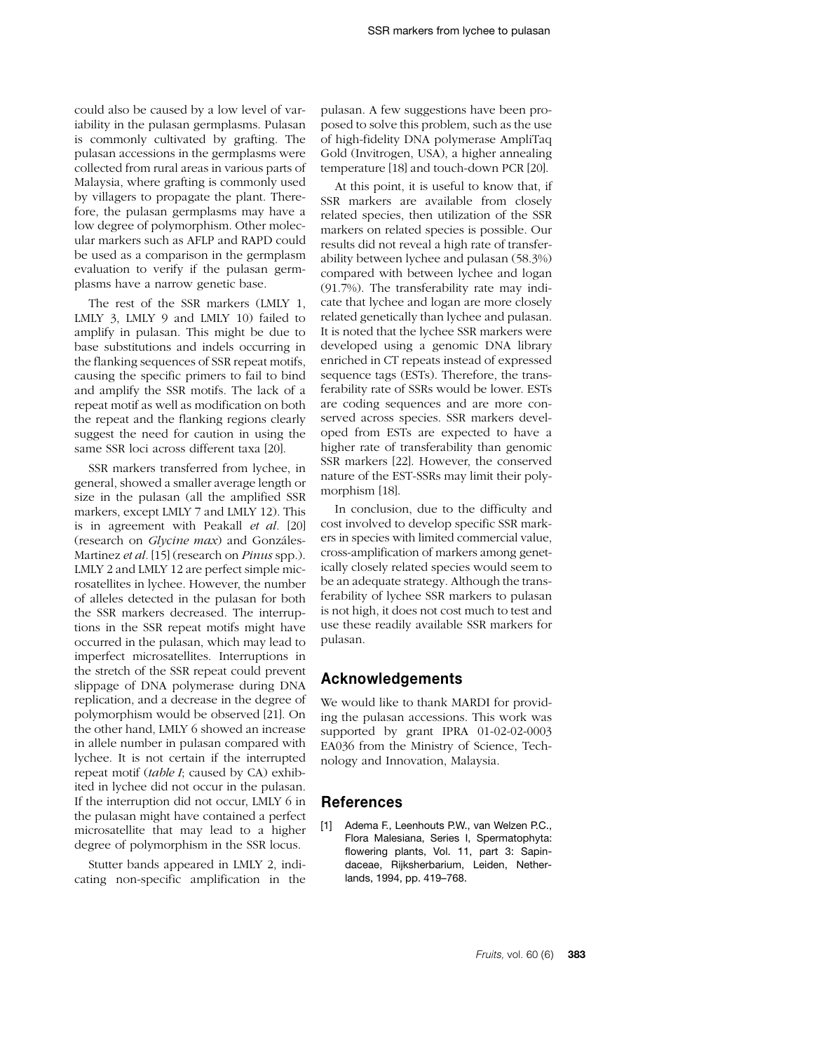could also be caused by a low level of variability in the pulasan germplasms. Pulasan is commonly cultivated by grafting. The pulasan accessions in the germplasms were collected from rural areas in various parts of Malaysia, where grafting is commonly used by villagers to propagate the plant. Therefore, the pulasan germplasms may have a low degree of polymorphism. Other molecular markers such as AFLP and RAPD could be used as a comparison in the germplasm evaluation to verify if the pulasan germplasms have a narrow genetic base.

The rest of the SSR markers (LMLY 1, LMLY 3, LMLY 9 and LMLY 10) failed to amplify in pulasan. This might be due to base substitutions and indels occurring in the flanking sequences of SSR repeat motifs, causing the specific primers to fail to bind and amplify the SSR motifs. The lack of a repeat motif as well as modification on both the repeat and the flanking regions clearly suggest the need for caution in using the same SSR loci across different taxa [20].

SSR markers transferred from lychee, in general, showed a smaller average length or size in the pulasan (all the amplified SSR markers, except LMLY 7 and LMLY 12). This is in agreement with Peakall *et al.* [20] (research on *Glycine max*) and Gonzáles-Martinez *et al.* [15] (research on *Pinus* spp.). LMLY 2 and LMLY 12 are perfect simple microsatellites in lychee. However, the number of alleles detected in the pulasan for both the SSR markers decreased. The interruptions in the SSR repeat motifs might have occurred in the pulasan, which may lead to imperfect microsatellites. Interruptions in the stretch of the SSR repeat could prevent slippage of DNA polymerase during DNA replication, and a decrease in the degree of polymorphism would be observed [21]. On the other hand, LMLY 6 showed an increase in allele number in pulasan compared with lychee. It is not certain if the interrupted repeat motif (*table I*; caused by CA) exhibited in lychee did not occur in the pulasan. If the interruption did not occur, LMLY 6 in the pulasan might have contained a perfect microsatellite that may lead to a higher degree of polymorphism in the SSR locus.

Stutter bands appeared in LMLY 2, indicating non-specific amplification in the pulasan. A few suggestions have been proposed to solve this problem, such as the use of high-fidelity DNA polymerase AmpliTaq Gold (Invitrogen, USA), a higher annealing temperature [18] and touch-down PCR [20].

At this point, it is useful to know that, if SSR markers are available from closely related species, then utilization of the SSR markers on related species is possible. Our results did not reveal a high rate of transferability between lychee and pulasan (58.3%) compared with between lychee and logan (91.7%). The transferability rate may indicate that lychee and logan are more closely related genetically than lychee and pulasan. It is noted that the lychee SSR markers were developed using a genomic DNA library enriched in CT repeats instead of expressed sequence tags (ESTs). Therefore, the transferability rate of SSRs would be lower. ESTs are coding sequences and are more conserved across species. SSR markers developed from ESTs are expected to have a higher rate of transferability than genomic SSR markers [22]. However, the conserved nature of the EST-SSRs may limit their polymorphism [18].

In conclusion, due to the difficulty and cost involved to develop specific SSR markers in species with limited commercial value, cross-amplification of markers among genetically closely related species would seem to be an adequate strategy. Although the transferability of lychee SSR markers to pulasan is not high, it does not cost much to test and use these readily available SSR markers for pulasan.

## Acknowledgements

We would like to thank MARDI for providing the pulasan accessions. This work was supported by grant IPRA 01-02-02-0003 EA036 from the Ministry of Science, Technology and Innovation, Malaysia.

## References

[1] Adema F., Leenhouts P.W., van Welzen P.C., Flora Malesiana, Series I, Spermatophyta: flowering plants, Vol. 11, part 3: Sapindaceae, Rijksherbarium, Leiden, Netherlands, 1994, pp. 419–768.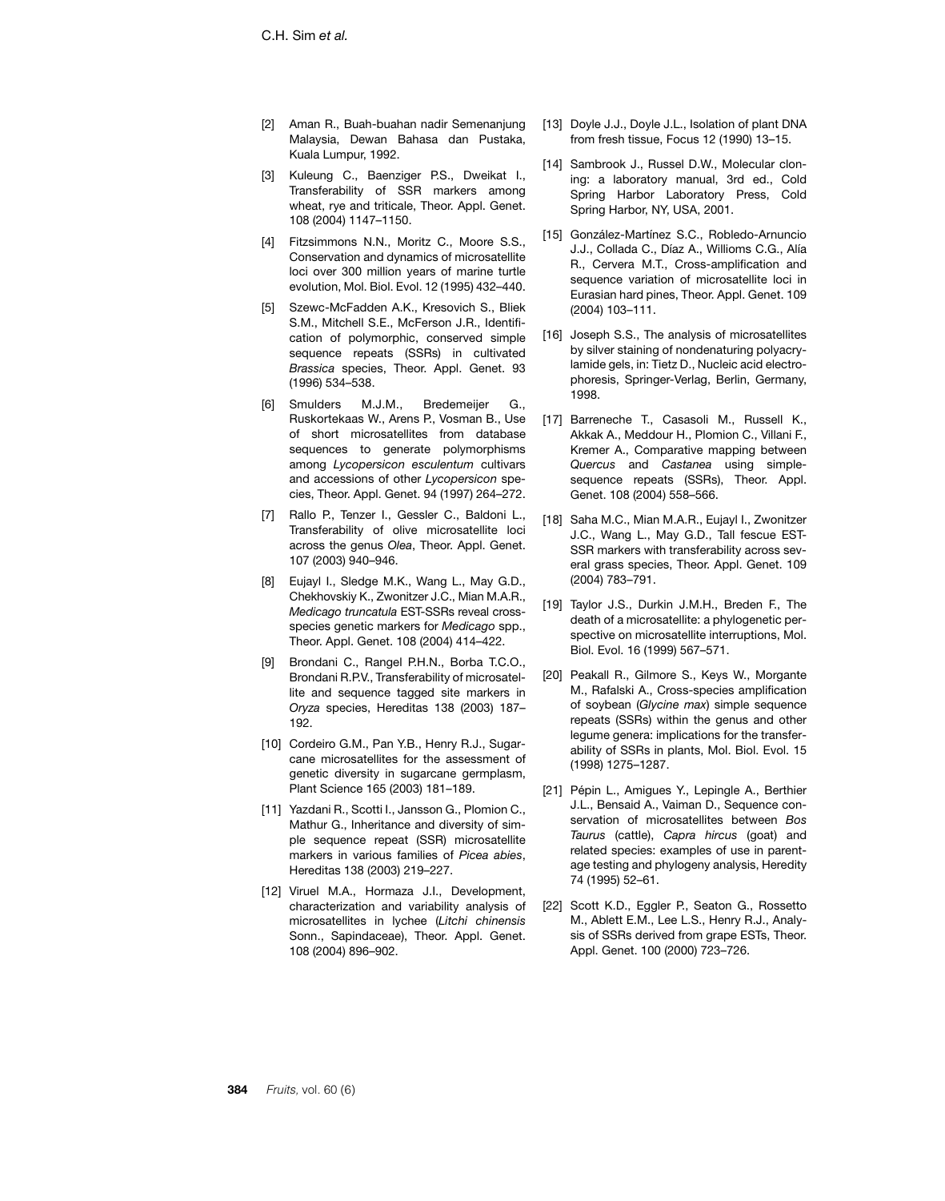[2] Aman R., Buah-buahan nadir Semenanjung Malaysia, Dewan Bahasa dan Pustaka, Kuala Lumpur, 1992.

[3] Kuleung C., Baenziger P.S., Dweikat I., Transferability of SSR markers among wheat, rye and triticale, Theor. Appl. Genet. 108 (2004) 1147–1150.

[4] Fitzsimmons N.N., Moritz C., Moore S.S., Conservation and dynamics of microsatellite loci over 300 million years of marine turtle evolution, Mol. Biol. Evol. 12 (1995) 432–440.

[5] Szewc-McFadden A.K., Kresovich S., Bliek S.M., Mitchell S.E., McFerson J.R., Identification of polymorphic, conserved simple sequence repeats (SSRs) in cultivated *Brassica* species, Theor. Appl. Genet. 93 (1996) 534–538.

[6] Smulders M.J.M., Bredemeijer G., Ruskortekaas W., Arens P., Vosman B., Use of short microsatellites from database sequences to generate polymorphisms among *Lycopersicon esculentum* cultivars and accessions of other *Lycopersicon* species, Theor. Appl. Genet. 94 (1997) 264–272.

[7] Rallo P., Tenzer I., Gessler C., Baldoni L., Transferability of olive microsatellite loci across the genus *Olea*, Theor. Appl. Genet. 107 (2003) 940–946.

[8] Eujayl I., Sledge M.K., Wang L., May G.D., Chekhovskiy K., Zwonitzer J.C., Mian M.A.R., *Medicago truncatula* EST-SSRs reveal cross-species genetic markers for *Medicago* spp., Theor. Appl. Genet. 108 (2004) 414–422.

[9] Brondani C., Rangel P.H.N., Borba T.C.O., Brondani R.P.V., Transferability of microsatellite and sequence tagged site markers in *Oryza* species, Hereditas 138 (2003) 187–192.

[10] Cordeiro G.M., Pan Y.B., Henry R.J., Sugarcane microsatellites for the assessment of genetic diversity in sugarcane germplasm, Plant Science 165 (2003) 181–189.

[11] Yazdani R., Scotti I., Jansson G., Plomion C., Mathur G., Inheritance and diversity of simple sequence repeat (SSR) microsatellite markers in various families of *Picea abies*, Hereditas 138 (2003) 219–227.

[12] Viruel M.A., Hormaza J.I., Development, characterization and variability analysis of microsatellites in lychee (*Litchi chinensis* Sonn., Sapindaceae), Theor. Appl. Genet. 108 (2004) 896–902.

[13] Doyle J.J., Doyle J.L., Isolation of plant DNA from fresh tissue, Focus 12 (1990) 13–15.

[14] Sambrook J., Russel D.W., Molecular cloning: a laboratory manual, 3rd ed., Cold Spring Harbor Laboratory Press, Cold Spring Harbor, NY, USA, 2001.

[15] González-Martínez S.C., Robledo-Arnuncio J.J., Collada C., Díaz A., Willioms C.G., Alía R., Cervera M.T., Cross-amplification and sequence variation of microsatellite loci in Eurasian hard pines, Theor. Appl. Genet. 109 (2004) 103–111.

[16] Joseph S.S., The analysis of microsatellites by silver staining of nondenaturing polyacrylamide gels, in: Tietz D., Nucleic acid electrophoresis, Springer-Verlag, Berlin, Germany, 1998.

[17] Barreneche T., Casasoli M., Russell K., Akkak A., Meddour H., Plomion C., Villani F., Kremer A., Comparative mapping between *Quercus* and *Castanea* using simple-sequence repeats (SSRs), Theor. Appl. Genet. 108 (2004) 558–566.

[18] Saha M.C., Mian M.A.R., Eujayl I., Zwonitzer J.C., Wang L., May G.D., Tall fescue EST-SSR markers with transferability across several grass species, Theor. Appl. Genet. 109 (2004) 783–791.

[19] Taylor J.S., Durkin J.M.H., Breden F., The death of a microsatellite: a phylogenetic perspective on microsatellite interruptions, Mol. Biol. Evol. 16 (1999) 567–571.

[20] Peakall R., Gilmore S., Keys W., Morgante M., Rafalski A., Cross-species amplification of soybean (*Glycine max*) simple sequence repeats (SSRs) within the genus and other legume genera: implications for the transferability of SSRs in plants, Mol. Biol. Evol. 15 (1998) 1275–1287.

[21] Pépin L., Amigues Y., Lepingle A., Berthier J.L., Bensaid A., Vaiman D., Sequence conservation of microsatellites between *Bos Taurus* (cattle), *Capra hircus* (goat) and related species: examples of use in parentage testing and phylogeny analysis, Heredity 74 (1995) 52–61.

[22] Scott K.D., Eggler P., Seaton G., Rossetto M., Ablett E.M., Lee L.S., Henry R.J., Analysis of SSRs derived from grape ESTs, Theor. Appl. Genet. 100 (2000) 723–726.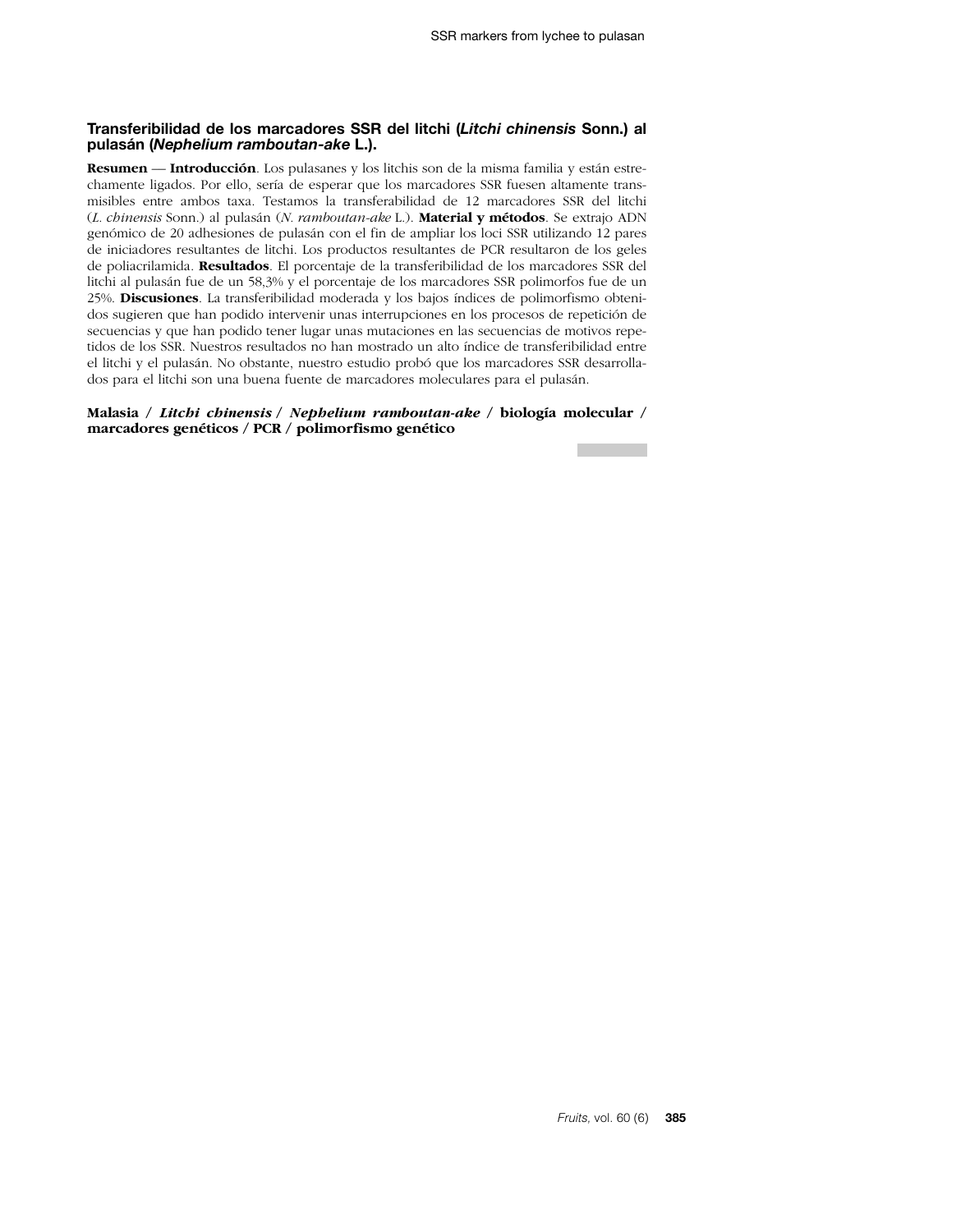## Transferibilidad de los marcadores SSR del litchi (*Litchi chinensis* Sonn.) al pulasán (*Nephelium ramboutan-ake* L.).

**Resumen** — **Introducción**. Los pulasanes y los litchis son de la misma familia y están estrechamente ligados. Por ello, sería de esperar que los marcadores SSR fuesen altamente transmisibles entre ambos taxa. Testamos la transferabilidad de 12 marcadores SSR del litchi (*L. chinensis* Sonn.) al pulasán (*N. ramboutan-ake* L.). **Material y métodos**. Se extrajo ADN genómico de 20 adhesiones de pulasán con el fin de ampliar los loci SSR utilizando 12 pares de iniciadores resultantes de litchi. Los productos resultantes de PCR resultaron de los geles de poliacrilamida. **Resultados**. El porcentaje de la transferibilidad de los marcadores SSR del litchi al pulasán fue de un 58,3% y el porcentaje de los marcadores SSR polimorfos fue de un 25%. **Discusiones**. La transferibilidad moderada y los bajos índices de polimorfismo obtenidos sugieren que han podido intervenir unas interrupciones en los procesos de repetición de secuencias y que han podido tener lugar unas mutaciones en las secuencias de motivos repetidos de los SSR. Nuestros resultados no han mostrado un alto índice de transferibilidad entre el litchi y el pulasán. No obstante, nuestro estudio probó que los marcadores SSR desarrollados para el litchi son una buena fuente de marcadores moleculares para el pulasán.

**Malasia / *Litchi chinensis* / *Nephelium ramboutan-ake* / biología molecular / marcadores genéticos / PCR / polimorfismo genético**